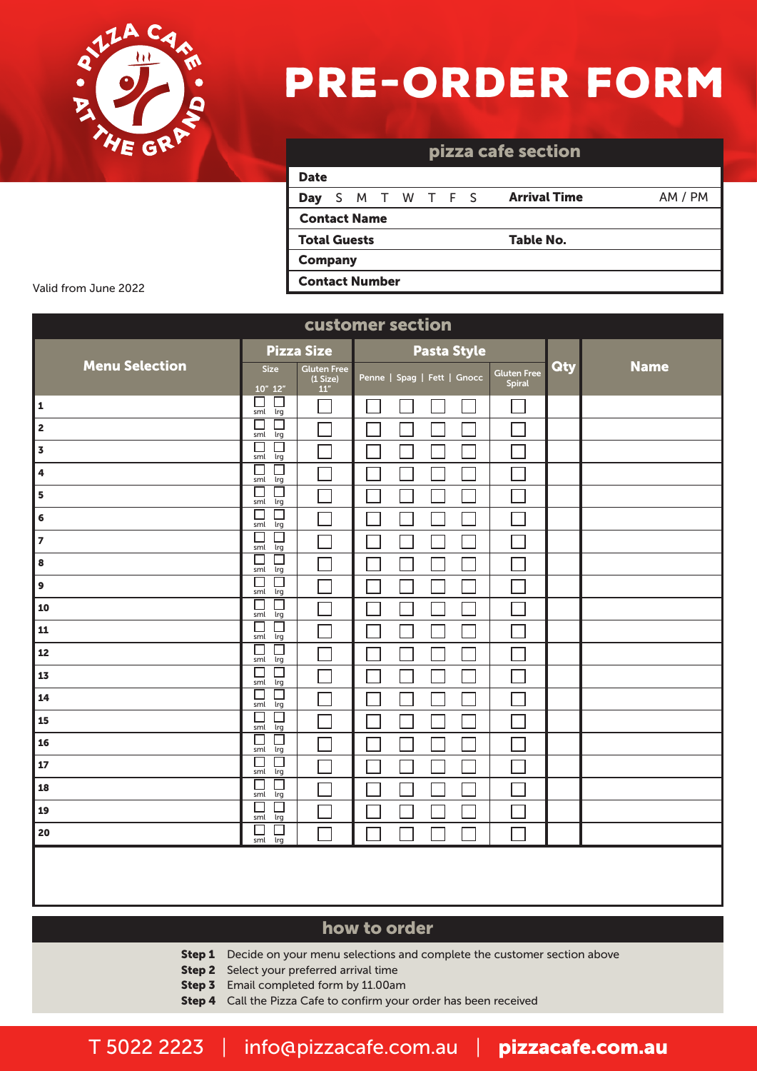# PRE-ORDER FORM

PIZZA CAFE • AT THE GRAND •

## pizza cafe section

| | | | |
|---|---|---|---|
| **Date** | | | |
| **Day** S M T W T F S | | **Arrival Time** | AM / PM |
| **Contact Name** | | | |
| **Total Guests** | | **Table No.** | |
| **Company** | | | |
| **Contact Number** | | | |

Valid from June 2022

## customer section

| **Menu Selection** | **Pizza Size** | | | **Pasta Style** | | | | | **Qty** | **Name** |
|---|---|---|---|---|---|---|---|---|---|---|
| | Size 10" sml | 12" lrg | Gluten Free (1 Size) 11" | Penne | Spag | Fett | Gnocc | Gluten Free Spiral | | |
| **1** | ☐ | ☐ | ☐ | ☐ | ☐ | ☐ | ☐ | ☐ | | |
| **2** | ☐ | ☐ | ☐ | ☐ | ☐ | ☐ | ☐ | ☐ | | |
| **3** | ☐ | ☐ | ☐ | ☐ | ☐ | ☐ | ☐ | ☐ | | |
| **4** | ☐ | ☐ | ☐ | ☐ | ☐ | ☐ | ☐ | ☐ | | |
| **5** | ☐ | ☐ | ☐ | ☐ | ☐ | ☐ | ☐ | ☐ | | |
| **6** | ☐ | ☐ | ☐ | ☐ | ☐ | ☐ | ☐ | ☐ | | |
| **7** | ☐ | ☐ | ☐ | ☐ | ☐ | ☐ | ☐ | ☐ | | |
| **8** | ☐ | ☐ | ☐ | ☐ | ☐ | ☐ | ☐ | ☐ | | |
| **9** | ☐ | ☐ | ☐ | ☐ | ☐ | ☐ | ☐ | ☐ | | |
| **10** | ☐ | ☐ | ☐ | ☐ | ☐ | ☐ | ☐ | ☐ | | |
| **11** | ☐ | ☐ | ☐ | ☐ | ☐ | ☐ | ☐ | ☐ | | |
| **12** | ☐ | ☐ | ☐ | ☐ | ☐ | ☐ | ☐ | ☐ | | |
| **13** | ☐ | ☐ | ☐ | ☐ | ☐ | ☐ | ☐ | ☐ | | |
| **14** | ☐ | ☐ | ☐ | ☐ | ☐ | ☐ | ☐ | ☐ | | |
| **15** | ☐ | ☐ | ☐ | ☐ | ☐ | ☐ | ☐ | ☐ | | |
| **16** | ☐ | ☐ | ☐ | ☐ | ☐ | ☐ | ☐ | ☐ | | |
| **17** | ☐ | ☐ | ☐ | ☐ | ☐ | ☐ | ☐ | ☐ | | |
| **18** | ☐ | ☐ | ☐ | ☐ | ☐ | ☐ | ☐ | ☐ | | |
| **19** | ☐ | ☐ | ☐ | ☐ | ☐ | ☐ | ☐ | ☐ | | |
| **20** | ☐ | ☐ | ☐ | ☐ | ☐ | ☐ | ☐ | ☐ | | |

## how to order

**Step 1** Decide on your menu selections and complete the customer section above
**Step 2** Select your preferred arrival time
**Step 3** Email completed form by 11.00am
**Step 4** Call the Pizza Cafe to confirm your order has been received

T 5022 2223 | info@pizzacafe.com.au | **pizzacafe.com.au**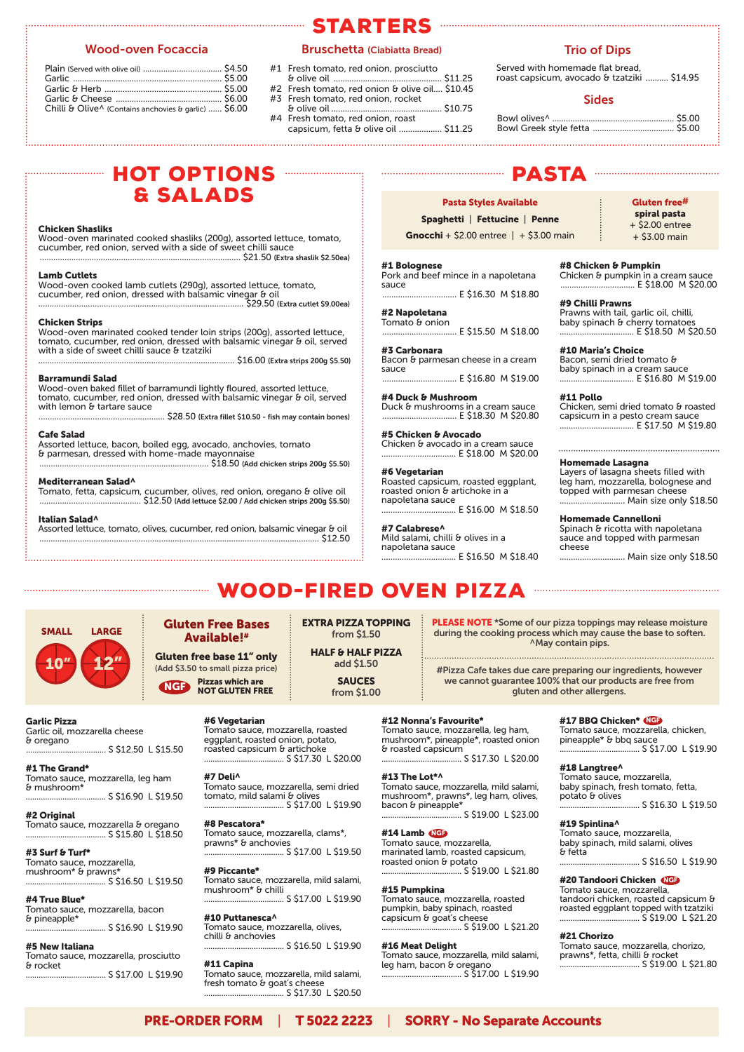# STARTERS

## Wood-oven Focaccia

- Plain (Served with olive oil) ........ $4.50
- Garlic ........ $5.00
- Garlic & Herb ........ $5.00
- Garlic & Cheese ........ $6.00
- Chilli & Olive^ (Contains anchovies & garlic) ........ $6.00

## Bruschetta (Ciabiatta Bread)

- #1 Fresh tomato, red onion, prosciutto & olive oil ........ $11.25
- #2 Fresh tomato, red onion & olive oil ........ $10.45
- #3 Fresh tomato, red onion, rocket & olive oil ........ $10.75
- #4 Fresh tomato, red onion, roast capsicum, fetta & olive oil ........ $11.25

## Trio of Dips

Served with homemade flat bread, roast capsicum, avocado & tzatziki ........ $14.95

## Sides

- Bowl olives^ ........ $5.00
- Bowl Greek style fetta ........ $5.00

# HOT OPTIONS & SALADS

**Chicken Shasliks**
Wood-oven marinated cooked shasliks (200g), assorted lettuce, tomato, cucumber, red onion, served with a side of sweet chilli sauce ........ $21.50 (Extra shaslik $2.50ea)

**Lamb Cutlets**
Wood-oven cooked lamb cutlets (290g), assorted lettuce, tomato, cucumber, red onion, dressed with balsamic vinegar & oil ........ $29.50 (Extra cutlet $9.00ea)

**Chicken Strips**
Wood-oven marinated cooked tender loin strips (200g), assorted lettuce, tomato, cucumber, red onion, dressed with balsamic vinegar & oil, served with a side of sweet chilli sauce & tzatziki ........ $16.00 (Extra strips 200g $5.50)

**Barramundi Salad**
Wood-oven baked fillet of barramundi lightly floured, assorted lettuce, tomato, cucumber, red onion, dressed with balsamic vinegar & oil, served with lemon & tartare sauce ........ $28.50 (Extra fillet $10.50 - fish may contain bones)

**Cafe Salad**
Assorted lettuce, bacon, boiled egg, avocado, anchovies, tomato & parmesan, dressed with home-made mayonnaise ........ $18.50 (Add chicken strips 200g $5.50)

**Mediterranean Salad^**
Tomato, fetta, capsicum, cucumber, olives, red onion, oregano & olive oil ........ $12.50 (Add lettuce $2.00 / Add chicken strips 200g $5.50)

**Italian Salad^**
Assorted lettuce, tomato, olives, cucumber, red onion, balsamic vinegar & oil ........ $12.50

# PASTA

**Pasta Styles Available**
**Spaghetti | Fettucine | Penne**
**Gnocchi** + $2.00 entree | + $3.00 main

**Gluten free# spiral pasta**
+ $2.00 entree
+ $3.00 main

**#1 Bolognese**
Pork and beef mince in a napoletana sauce ........ E $16.30 M $18.80

**#2 Napoletana**
Tomato & onion ........ E $15.50 M $18.00

**#3 Carbonara**
Bacon & parmesan cheese in a cream sauce ........ E $16.80 M $19.00

**#4 Duck & Mushroom**
Duck & mushrooms in a cream sauce ........ E $18.30 M $20.80

**#5 Chicken & Avocado**
Chicken & avocado in a cream sauce ........ E $18.00 M $20.00

**#6 Vegetarian**
Roasted capsicum, roasted eggplant, roasted onion & artichoke in a napoletana sauce ........ E $16.00 M $18.50

**#7 Calabrese^**
Mild salami, chilli & olives in a napoletana sauce ........ E $16.50 M $18.40

**#8 Chicken & Pumpkin**
Chicken & pumpkin in a cream sauce ........ E $18.00 M $20.00

**#9 Chilli Prawns**
Prawns with tail, garlic oil, chilli, baby spinach & cherry tomatoes ........ E $18.50 M $20.50

**#10 Maria's Choice**
Bacon, semi dried tomato & baby spinach in a cream sauce ........ E $16.80 M $19.00

**#11 Pollo**
Chicken, semi dried tomato & roasted capsicum in a pesto cream sauce ........ E $17.50 M $19.80

**Homemade Lasagna**
Layers of lasagna sheets filled with leg ham, mozzarella, bolognese and topped with parmesan cheese ........ Main size only $18.50

**Homemade Cannelloni**
Spinach & ricotta with napoletana sauce and topped with parmesan cheese ........ Main size only $18.50

# WOOD-FIRED OVEN PIZZA

**SMALL 10"** | **LARGE 12"**

**Gluten Free Bases Available!#**
**Gluten free base 11" only** (Add $3.50 to small pizza price)
**NGF** Pizzas which are NOT GLUTEN FREE

**EXTRA PIZZA TOPPING** from $1.50
**HALF & HALF PIZZA** add $1.50
**SAUCES** from $1.00

**PLEASE NOTE** *Some of our pizza toppings may release moisture during the cooking process which may cause the base to soften. ^May contain pips.

#Pizza Cafe takes due care preparing our ingredients, however we cannot guarantee 100% that our products are free from gluten and other allergens.

**Garlic Pizza**
Garlic oil, mozzarella cheese & oregano ........ S $12.50 L $15.50

**#1 The Grand***
Tomato sauce, mozzarella, leg ham & mushroom* ........ S $16.90 L $19.50

**#2 Original**
Tomato sauce, mozzarella & oregano ........ S $15.80 L $18.50

**#3 Surf & Turf***
Tomato sauce, mozzarella, mushroom* & prawns* ........ S $16.50 L $19.50

**#4 True Blue***
Tomato sauce, mozzarella, bacon & pineapple* ........ S $16.90 L $19.90

**#5 New Italiana**
Tomato sauce, mozzarella, prosciutto & rocket ........ S $17.00 L $19.90

**#6 Vegetarian**
Tomato sauce, mozzarella, roasted eggplant, roasted onion, potato, roasted capsicum & artichoke ........ S $17.30 L $20.00

**#7 Deli^**
Tomato sauce, mozzarella, semi dried tomato, mild salami & olives ........ S $17.00 L $19.90

**#8 Pescatora***
Tomato sauce, mozzarella, clams*, prawns* & anchovies ........ S $17.00 L $19.50

**#9 Piccante***
Tomato sauce, mozzarella, mild salami, mushroom* & chilli ........ S $17.00 L $19.90

**#10 Puttanesca^**
Tomato sauce, mozzarella, olives, chilli & anchovies ........ S $16.50 L $19.90

**#11 Capina**
Tomato sauce, mozzarella, mild salami, fresh tomato & goat's cheese ........ S $17.30 L $20.50

**#12 Nonna's Favourite***
Tomato sauce, mozzarella, leg ham, mushroom*, pineapple*, roasted onion & roasted capsicum ........ S $17.30 L $20.00

**#13 The Lot*^**
Tomato sauce, mozzarella, mild salami, mushroom*, prawns*, leg ham, olives, bacon & pineapple* ........ S $19.00 L $23.00

**#14 Lamb** NGF
Tomato sauce, mozzarella, marinated lamb, roasted capsicum, roasted onion & potato ........ S $19.00 L $21.80

**#15 Pumpkina**
Tomato sauce, mozzarella, roasted pumpkin, baby spinach, roasted capsicum & goat's cheese ........ S $19.00 L $21.20

**#16 Meat Delight**
Tomato sauce, mozzarella, mild salami, leg ham, bacon & oregano ........ S $17.00 L $19.90

**#17 BBQ Chicken*** NGF
Tomato sauce, mozzarella, chicken, pineapple* & bbq sauce ........ S $17.00 L $19.90

**#18 Langtree^**
Tomato sauce, mozzarella, baby spinach, fresh tomato, fetta, potato & olives ........ S $16.30 L $19.50

**#19 Spinlina^**
Tomato sauce, mozzarella, baby spinach, mild salami, olives & fetta ........ S $16.50 L $19.90

**#20 Tandoori Chicken** NGF
Tomato sauce, mozzarella, tandoori chicken, roasted capsicum & roasted eggplant topped with tzatziki ........ S $19.00 L $21.20

**#21 Chorizo**
Tomato sauce, mozzarella, chorizo, prawns*, fetta, chilli & rocket ........ S $19.00 L $21.80

**PRE-ORDER FORM | T 5022 2223 | SORRY - No Separate Accounts**